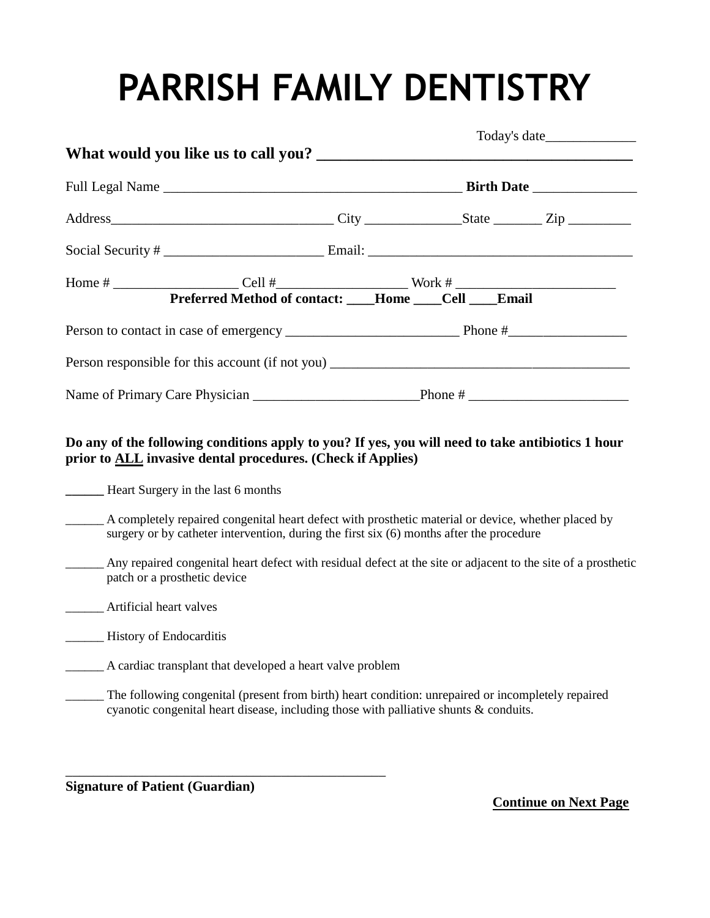# PARRISH FAMILY DENTISTRY

Today's date_____________

**What would you like us to call you? ________________________________________**

Full Legal Name __________________________________________ **Birth Date** _______________

Address_______________________________ City ______________State _______ Zip _________

Social Security # _______________________ Email: ______________________________________

Home # __________________ Cell #__________________ Work # _______________________

**Preferred Method of contact: ____Home ____Cell ____Email**

Person to contact in case of emergency _________________________ Phone #_________________

Person responsible for this account (if not you) ___________________________________________

Name of Primary Care Physician ________________________Phone # _______________________

**Do any of the following conditions apply to you? If yes, you will need to take antibiotics 1 hour prior to <u>ALL</u> invasive dental procedures. (Check if Applies)**

______ Heart Surgery in the last 6 months

______ A completely repaired congenital heart defect with prosthetic material or device, whether placed by surgery or by catheter intervention, during the first six (6) months after the procedure

______ Any repaired congenital heart defect with residual defect at the site or adjacent to the site of a prosthetic patch or a prosthetic device

______ Artificial heart valves

______ History of Endocarditis

______ A cardiac transplant that developed a heart valve problem

______ The following congenital (present from birth) heart condition: unrepaired or incompletely repaired cyanotic congenital heart disease, including those with palliative shunts & conduits.

_______________________________________________

**Signature of Patient (Guardian)**

**<u>Continue on Next Page</u>**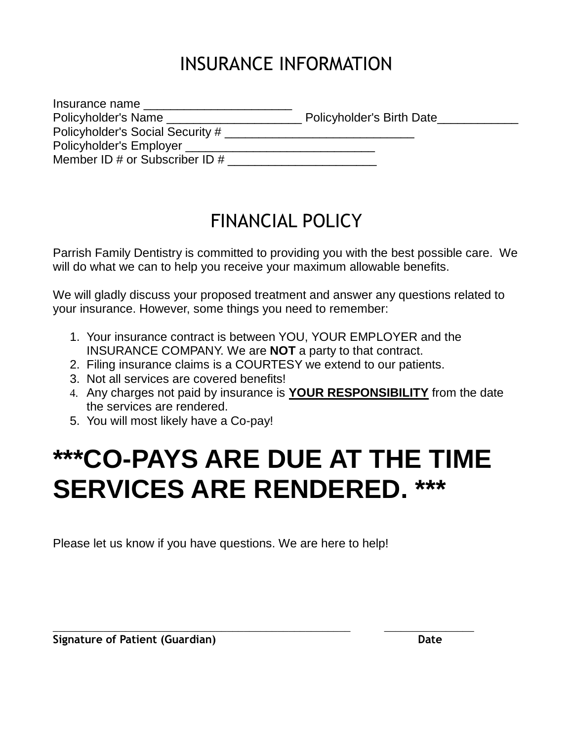# INSURANCE INFORMATION

Insurance name ______________________
Policyholder's Name ____________________ Policyholder's Birth Date____________
Policyholder's Social Security # _____________________________
Policyholder's Employer ____________________________
Member ID # or Subscriber ID # _______________________

# FINANCIAL POLICY

Parrish Family Dentistry is committed to providing you with the best possible care. We will do what we can to help you receive your maximum allowable benefits.

We will gladly discuss your proposed treatment and answer any questions related to your insurance. However, some things you need to remember:

1. Your insurance contract is between YOU, YOUR EMPLOYER and the INSURANCE COMPANY. We are **NOT** a party to that contract.
2. Filing insurance claims is a COURTESY we extend to our patients.
3. Not all services are covered benefits!
4. Any charges not paid by insurance is **<u>YOUR RESPONSIBILITY</u>** from the date the services are rendered.
5. You will most likely have a Co-pay!

# ***CO-PAYS ARE DUE AT THE TIME SERVICES ARE RENDERED. ***

Please let us know if you have questions. We are here to help!

____________________________________________________ _______________
**Signature of Patient (Guardian)** **Date**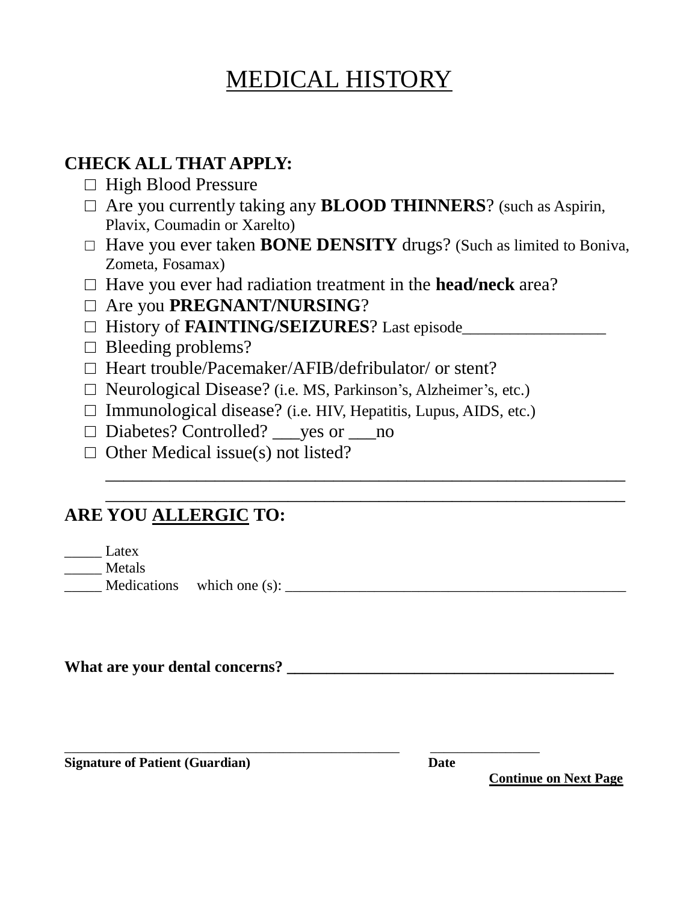# MEDICAL HISTORY

**CHECK ALL THAT APPLY:**

- ☐ High Blood Pressure
- ☐ Are you currently taking any **BLOOD THINNERS**? (such as Aspirin, Plavix, Coumadin or Xarelto)
- ☐ Have you ever taken **BONE DENSITY** drugs? (Such as limited to Boniva, Zometa, Fosamax)
- ☐ Have you ever had radiation treatment in the **head/neck** area?
- ☐ Are you **PREGNANT/NURSING**?
- ☐ History of **FAINTING/SEIZURES**? Last episode_________________
- ☐ Bleeding problems?
- ☐ Heart trouble/Pacemaker/AFIB/defribulator/ or stent?
- ☐ Neurological Disease? (i.e. MS, Parkinson's, Alzheimer's, etc.)
- ☐ Immunological disease? (i.e. HIV, Hepatitis, Lupus, AIDS, etc.)
- ☐ Diabetes? Controlled? ___yes or ___no
- ☐ Other Medical issue(s) not listed?

  ______________________________________________________________

  ______________________________________________________________

**ARE YOU ALLERGIC TO:**

_____ Latex

_____ Metals

_____ Medications which one (s): _____________________________________________

**What are your dental concerns? _______________________________________**

_____________________________________________ _______________

**Signature of Patient (Guardian)** **Date**

**Continue on Next Page**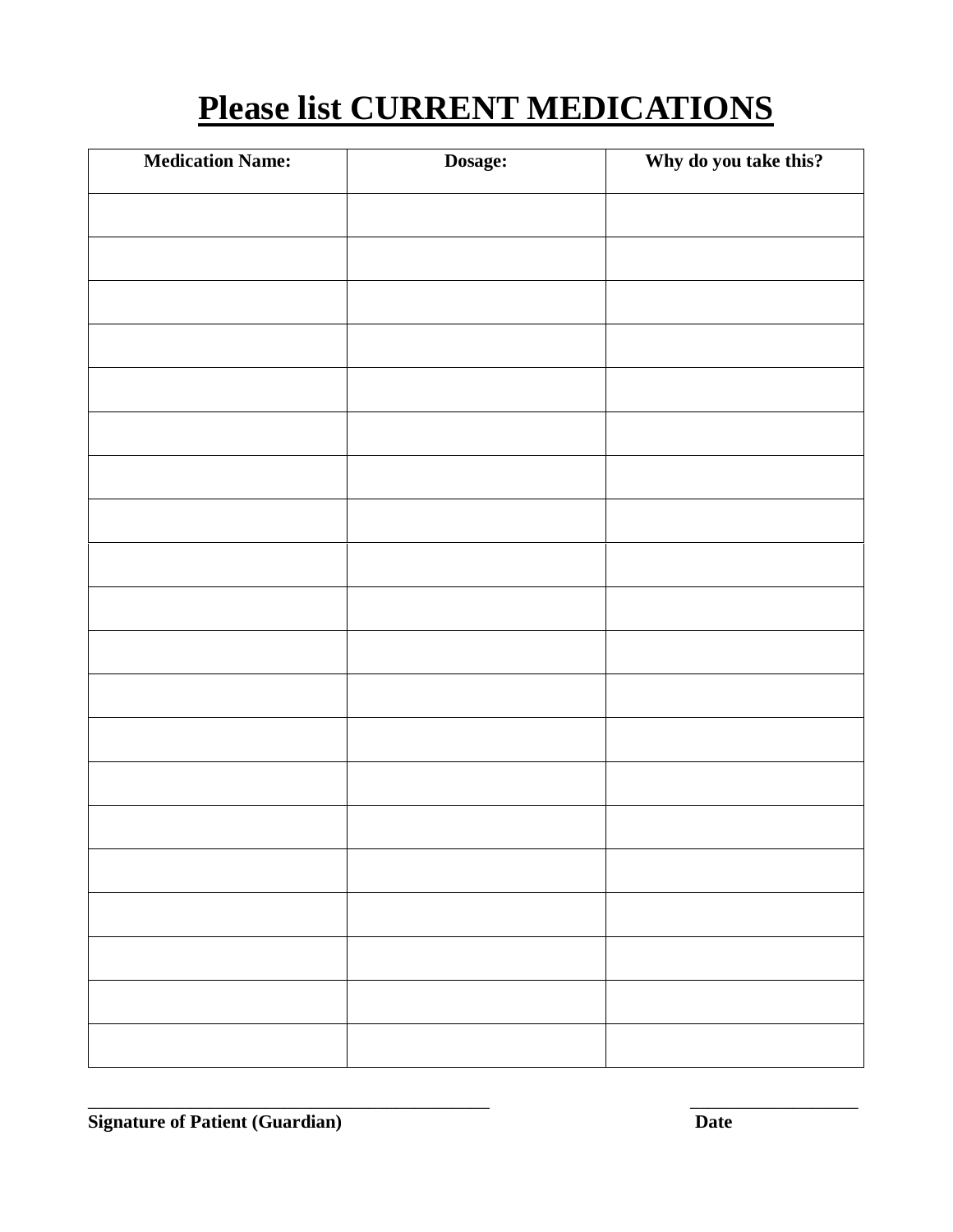# Please list CURRENT MEDICATIONS

| Medication Name: | Dosage: | Why do you take this? |
| --- | --- | --- |
| | | |
| | | |
| | | |
| | | |
| | | |
| | | |
| | | |
| | | |
| | | |
| | | |
| | | |
| | | |
| | | |
| | | |
| | | |
| | | |
| | | |
| | | |
| | | |
| | | |

_______________________________________________ ___________________

**Signature of Patient (Guardian)** **Date**